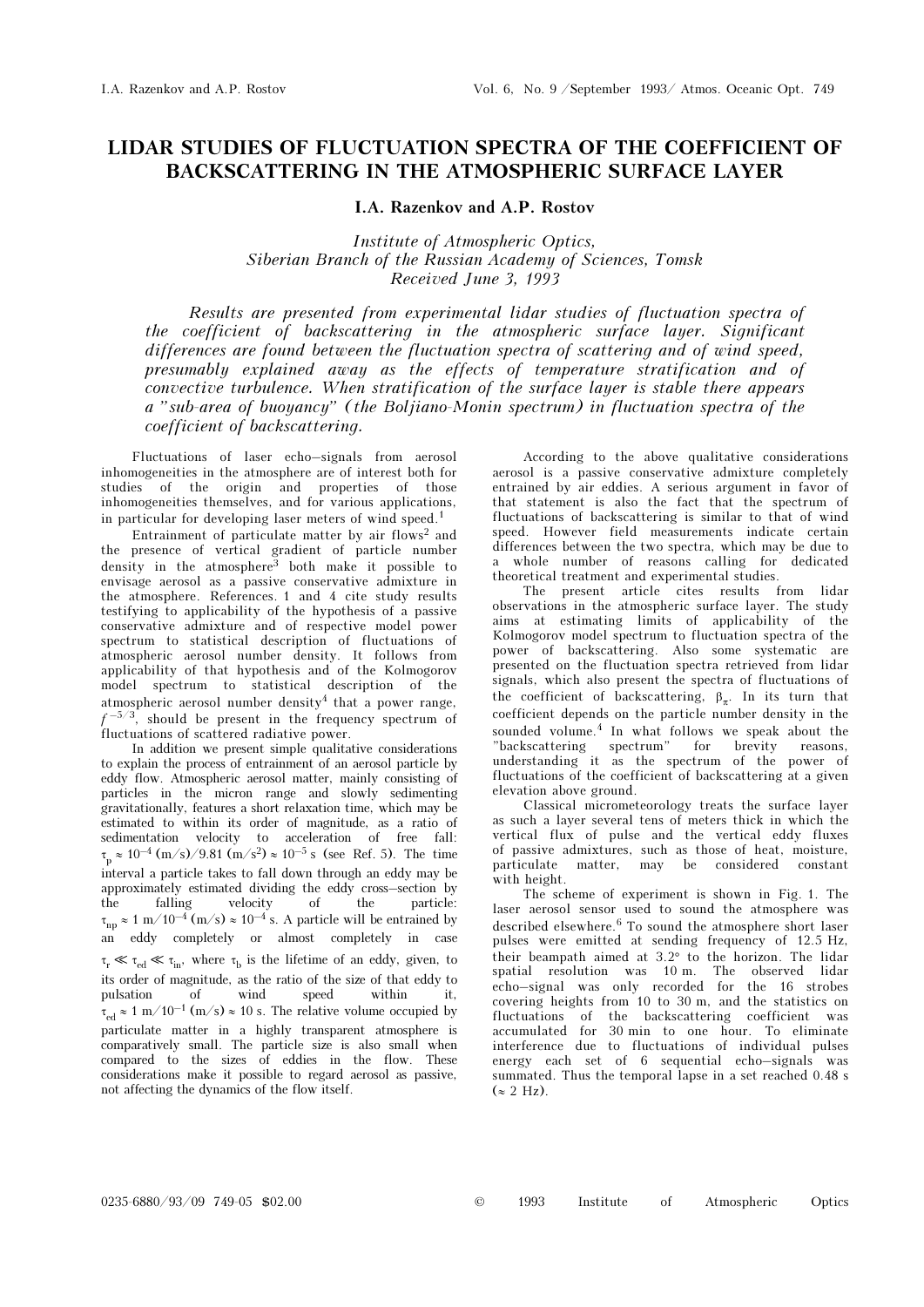# LIDAR STUDIES OF FLUCTUATION SPECTRA OF THE COEFFICIENT OF BACKSCATTERING IN THE ATMOSPHERIC SURFACE LAYER

**I.A. Razenkov and A.P. Rostov**

*Institute of Atmospheric Optics,*
*Siberian Branch of the Russian Academy of Sciences, Tomsk*
*Received June 3, 1993*

*Results are presented from experimental lidar studies of fluctuation spectra of the coefficient of backscattering in the atmospheric surface layer. Significant differences are found between the fluctuation spectra of scattering and of wind speed, presumably explained away as the effects of temperature stratification and of convective turbulence. When stratification of the surface layer is stable there appears a "sub-area of buoyancy" (the Boljiano-Monin spectrum) in fluctuation spectra of the coefficient of backscattering.*

Fluctuations of laser echo–signals from aerosol inhomogeneities in the atmosphere are of interest both for studies of the origin and properties of those inhomogeneities themselves, and for various applications, in particular for developing laser meters of wind speed.[1]

Entrainment of particulate matter by air flows[2] and the presence of vertical gradient of particle number density in the atmosphere[3] both make it possible to envisage aerosol as a passive conservative admixture in the atmosphere. References. 1 and 4 cite study results testifying to applicability of the hypothesis of a passive conservative admixture and of respective model power spectrum to statistical description of fluctuations of atmospheric aerosol number density. It follows from applicability of that hypothesis and of the Kolmogorov model spectrum to statistical description of the atmospheric aerosol number density[4] that a power range, $f^{-5/3}$, should be present in the frequency spectrum of fluctuations of scattered radiative power.

In addition we present simple qualitative considerations to explain the process of entrainment of an aerosol particle by eddy flow. Atmospheric aerosol matter, mainly consisting of particles in the micron range and slowly sedimenting gravitationally, features a short relaxation time, which may be estimated to within its order of magnitude, as a ratio of sedimentation velocity to acceleration of free fall: $\tau_p \approx 10^{-4}$ (m/s)/9.81 (m/s$^2$) $\approx 10^{-5}$ s (see Ref. 5). The time interval a particle takes to fall down through an eddy may be approximately estimated dividing the eddy cross–section by the falling velocity of the particle: $\tau_{np} \approx 1$ m/$10^{-4}$ (m/s) $\approx 10^{-4}$ s. A particle will be entrained by an eddy completely or almost completely in case $\tau_r \ll \tau_{ed} \ll \tau_{in}$, where $\tau_b$ is the lifetime of an eddy, given, to its order of magnitude, as the ratio of the size of that eddy to pulsation of wind speed within it, $\tau_{ed} \approx 1$ m/$10^{-1}$ (m/s) $\approx 10$ s. The relative volume occupied by particulate matter in a highly transparent atmosphere is comparatively small. The particle size is also small when compared to the sizes of eddies in the flow. These considerations make it possible to regard aerosol as passive, not affecting the dynamics of the flow itself.

According to the above qualitative considerations aerosol is a passive conservative admixture completely entrained by air eddies. A serious argument in favor of that statement is also the fact that the spectrum of fluctuations of backscattering is similar to that of wind speed. However field measurements indicate certain differences between the two spectra, which may be due to a whole number of reasons calling for dedicated theoretical treatment and experimental studies.

The present article cites results from lidar observations in the atmospheric surface layer. The study aims at estimating limits of applicability of the Kolmogorov model spectrum to fluctuation spectra of the power of backscattering. Also some systematic are presented on the fluctuation spectra retrieved from lidar signals, which also present the spectra of fluctuations of the coefficient of backscattering, $\beta_\pi$. In its turn that coefficient depends on the particle number density in the sounded volume.[4] In what follows we speak about the "backscattering spectrum" for brevity reasons, understanding it as the spectrum of the power of fluctuations of the coefficient of backscattering at a given elevation above ground.

Classical micrometeorology treats the surface layer as such a layer several tens of meters thick in which the vertical flux of pulse and the vertical eddy fluxes of passive admixtures, such as those of heat, moisture, particulate matter, may be considered constant with height.

The scheme of experiment is shown in Fig. 1. The laser aerosol sensor used to sound the atmosphere was described elsewhere.[6] To sound the atmosphere short laser pulses were emitted at sending frequency of 12.5 Hz, their beampath aimed at 3.2° to the horizon. The lidar spatial resolution was 10 m. The observed lidar echo–signal was only recorded for the 16 strobes covering heights from 10 to 30 m, and the statistics on fluctuations of the backscattering coefficient was accumulated for 30 min to one hour. To eliminate interference due to fluctuations of individual pulses energy each set of 6 sequential echo–signals was summated. Thus the temporal lapse in a set reached 0.48 s ($\approx 2$ Hz).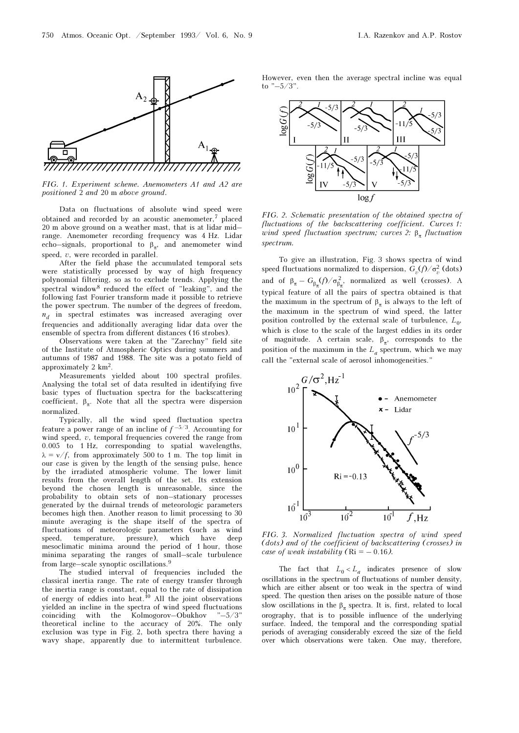FIG. 1. *Experiment scheme. Anemometers A1 and A2 are positioned* 2 *and* 20 m *above ground.*

Data on fluctuations of absolute wind speed were obtained and recorded by an acoustic anemometer,[7] placed 20 m above ground on a weather mast, that is at lidar mid–range. Anemometer recording frequency was 4 Hz. Lidar echo–signals, proportional to $\beta_\pi$, and anemometer wind speed, $v$, were recorded in parallel.

After the field phase the accumulated temporal sets were statistically processed by way of high frequency polynomial filtering, so as to exclude trends. Applying the spectral window[8] reduced the effect of "leaking", and the following fast Fourier transform made it possible to retrieve the power spectrum. The number of the degrees of freedom, $n_d$ in spectral estimates was increased averaging over frequencies and additionally averaging lidar data over the ensemble of spectra from different distances (16 strobes).

Observations were taken at the "Zarechny" field site of the Institute of Atmospheric Optics during summers and autumns of 1987 and 1988. The site was a potato field of approximately 2 km$^2$.

Measurements yielded about 100 spectral profiles. Analysing the total set of data resulted in identifying five basic types of fluctuation spectra for the backscattering coefficient, $\beta_\pi$. Note that all the spectra were dispersion normalized.

Typically, all the wind speed fluctuation spectra feature a power range of an incline of $f^{-5/3}$. Accounting for wind speed, $v$, temporal frequencies covered the range from 0.005 to 1 Hz, corresponding to spatial wavelengths, $\lambda = v/f$, from approximately 500 to 1 m. The top limit in our case is given by the length of the sensing pulse, hence by the irradiated atmospheric volume. The lower limit results from the overall length of the set. Its extension beyond the chosen length is unreasonable, since the probability to obtain sets of non–stationary processes generated by the diurnal trends of meteorological parameters becomes high then. Another reason to limit processing to 30 minute averaging is the shape itself of the spectra of fluctuations of meteorologic parameters (such as wind speed, temperature, pressure), which have deep mesoclimatic minima around the period of 1 hour, those minima separating the ranges of small–scale turbulence from large–scale synoptic oscillations.[9]

The studied interval of frequencies included the classical inertia range. The rate of energy transfer through the inertia range is constant, equal to the rate of dissipation of energy of eddies into heat.[10] All the joint observations yielded an incline in the spectra of wind speed fluctuations coinciding with the Kolmogorov–Obukhov "$-5/3$" theoretical incline to the accuracy of 20%. The only exclusion was type in Fig. 2, both spectra there having a wavy shape, apparently due to intermittent turbulence. However, even then the average spectral incline was equal to "$-5/3$".

FIG. 2. *Schematic presentation of the obtained spectra of fluctuations of the backscattering coefficient. Curves 1: wind speed fluctuation spectrum; curves 2: $\beta_\pi$ fluctuation spectrum.*

To give an illustration, Fig. 3 shows spectra of wind speed fluctuations normalized to dispersion, $G_v(f)/\sigma_v^2$ (dots) and of $\beta_\pi - G_{\beta_\pi}(f)/\sigma_{\beta_\pi}^2$, normalized as well (crosses). A typical feature of all the pairs of spectra obtained is that the maximum in the spectrum of $\beta_\pi$ is always to the left of the maximum in the spectrum of wind speed, the latter position controlled by the external scale of turbulence, $L_0$, which is close to the scale of the largest eddies in its order of magnitude. A certain scale, $\beta_\pi$, corresponds to the position of the maximum in the $L_a$ spectrum, which we may call the "external scale of aerosol inhomogeneities."

FIG. 3. *Normalized fluctuation spectra of wind speed (dots) and of the coefficient of backscattering (crosses) in case of weak instability* (Ri = – 0.16).

The fact that $L_0 < L_a$ indicates presence of slow oscillations in the spectrum of fluctuations of number density, which are either absent or too weak in the spectra of wind speed. The question then arises on the possible nature of those slow oscillations in the $\beta_\pi$ spectra. It is, first, related to local orography, that is to possible influence of the underlying surface. Indeed, the temporal and the corresponding spatial periods of averaging considerably exceed the size of the field over which observations were taken. One may, therefore,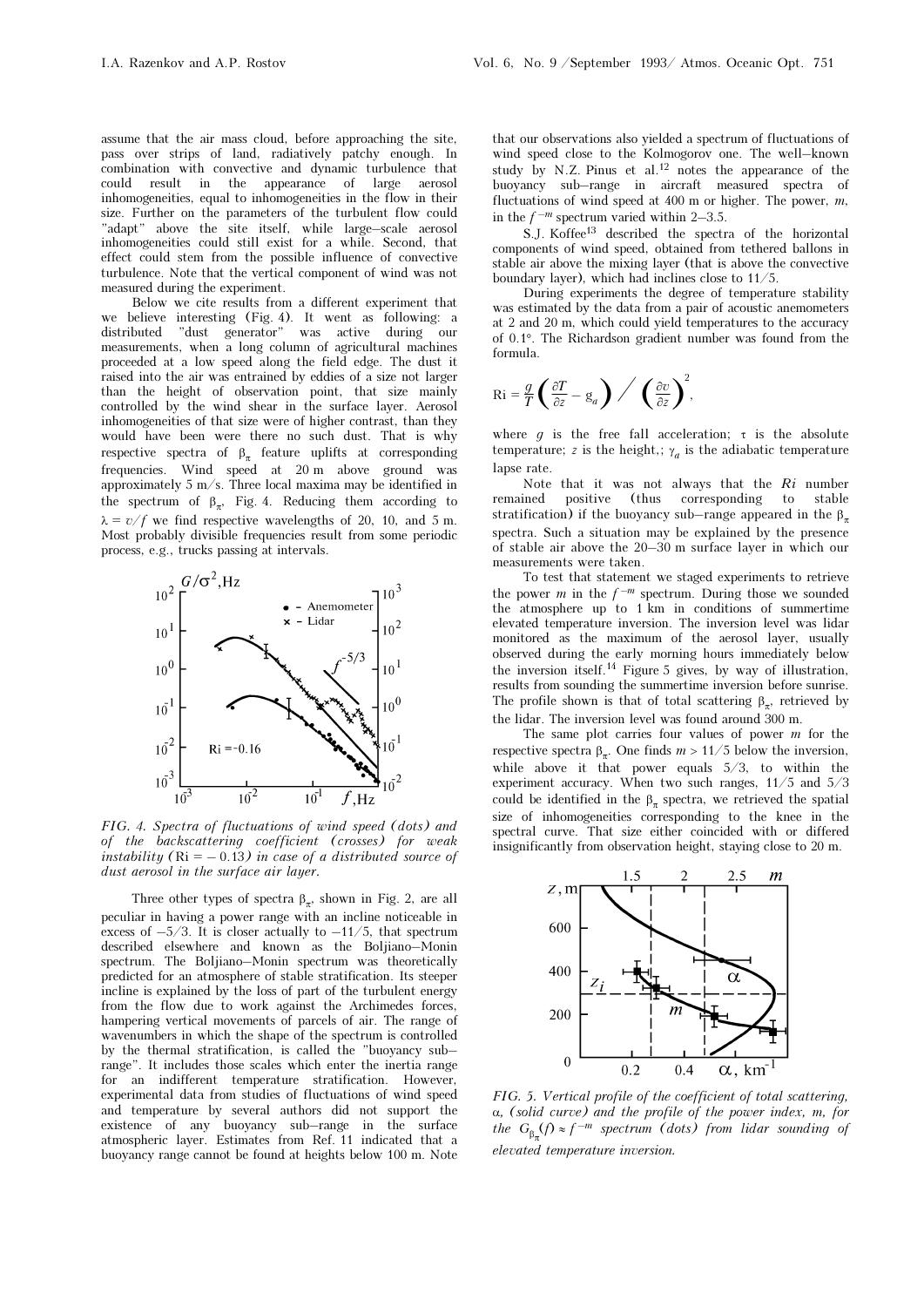assume that the air mass cloud, before approaching the site, pass over strips of land, radiatively patchy enough. In combination with convective and dynamic turbulence that could result in the appearance of large aerosol inhomogeneities, equal to inhomogeneities in the flow in their size. Further on the parameters of the turbulent flow could "adapt" above the site itself, while large–scale aerosol inhomogeneities could still exist for a while. Second, that effect could stem from the possible influence of convective turbulence. Note that the vertical component of wind was not measured during the experiment.

Below we cite results from a different experiment that we believe interesting (Fig. 4). It went as following: a distributed "dust generator" was active during our measurements, when a long column of agricultural machines proceeded at a low speed along the field edge. The dust it raised into the air was entrained by eddies of a size not larger than the height of observation point, that size mainly controlled by the wind shear in the surface layer. Aerosol inhomogeneities of that size were of higher contrast, than they would have been were there no such dust. That is why respective spectra of $\beta_\pi$ feature uplifts at corresponding frequencies. Wind speed at 20 m above ground was approximately 5 m/s. Three local maxima may be identified in the spectrum of $\beta_\pi$, Fig. 4. Reducing them according to $\lambda = v/f$ we find respective wavelengths of 20, 10, and 5 m. Most probably divisible frequencies result from some periodic process, e.g., trucks passing at intervals.

FIG. 4. *Spectra of fluctuations of wind speed (dots) and of the backscattering coefficient (crosses) for weak instability (Ri = – 0.13) in case of a distributed source of dust aerosol in the surface air layer.*

Three other types of spectra $\beta_\pi$, shown in Fig. 2, are all peculiar in having a power range with an incline noticeable in excess of $-5/3$. It is closer actually to $-11/5$, that spectrum described elsewhere and known as the Boljiano–Monin spectrum. The Boljiano–Monin spectrum was theoretically predicted for an atmosphere of stable stratification. Its steeper incline is explained by the loss of part of the turbulent energy from the flow due to work against the Archimedes forces, hampering vertical movements of parcels of air. The range of wavenumbers in which the shape of the spectrum is controlled by the thermal stratification, is called the "buoyancy sub–range". It includes those scales which enter the inertia range for an indifferent temperature stratification. However, experimental data from studies of fluctuations of wind speed and temperature by several authors did not support the existence of any buoyancy sub–range in the surface atmospheric layer. Estimates from Ref. 11 indicated that a buoyancy range cannot be found at heights below 100 m. Note that our observations also yielded a spectrum of fluctuations of wind speed close to the Kolmogorov one. The well–known study by N.Z. Pinus et al.[12] notes the appearance of the buoyancy sub–range in aircraft measured spectra of fluctuations of wind speed at 400 m or higher. The power, $m$, in the $f^{-m}$ spectrum varied within 2–3.5.

S.J. Koffee[13] described the spectra of the horizontal components of wind speed, obtained from tethered ballons in stable air above the mixing layer (that is above the convective boundary layer), which had inclines close to 11/5.

During experiments the degree of temperature stability was estimated by the data from a pair of acoustic anemometers at 2 and 20 m, which could yield temperatures to the accuracy of 0.1°. The Richardson gradient number was found from the formula.

$$\mathrm{Ri} = \frac{g}{T}\left(\frac{\partial T}{\partial z} - g_a\right) \Big/ \left(\frac{\partial v}{\partial z}\right)^2,$$

where $g$ is the free fall acceleration; $\tau$ is the absolute temperature; $z$ is the height,; $\gamma_a$ is the adiabatic temperature lapse rate.

Note that it was not always that the $Ri$ number remained positive (thus corresponding to stable stratification) if the buoyancy sub–range appeared in the $\beta_\pi$ spectra. Such a situation may be explained by the presence of stable air above the 20–30 m surface layer in which our measurements were taken.

To test that statement we staged experiments to retrieve the power $m$ in the $f^{-m}$ spectrum. During those we sounded the atmosphere up to 1 km in conditions of summertime elevated temperature inversion. The inversion level was lidar monitored as the maximum of the aerosol layer, usually observed during the early morning hours immediately below the inversion itself.[14] Figure 5 gives, by way of illustration, results from sounding the summertime inversion before sunrise. The profile shown is that of total scattering $\beta_\pi$, retrieved by the lidar. The inversion level was found around 300 m.

The same plot carries four values of power $m$ for the respective spectra $\beta_\pi$. One finds $m > 11/5$ below the inversion, while above it that power equals 5/3, to within the experiment accuracy. When two such ranges, 11/5 and 5/3 could be identified in the $\beta_\pi$ spectra, we retrieved the spatial size of inhomogeneities corresponding to the knee in the spectral curve. That size either coincided with or differed insignificantly from observation height, staying close to 20 m.

FIG. 5. *Vertical profile of the coefficient of total scattering, $\alpha$, (solid curve) and the profile of the power index, $m$, for the $G_{\beta_\pi}(f) \approx f^{-m}$ spectrum (dots) from lidar sounding of elevated temperature inversion.*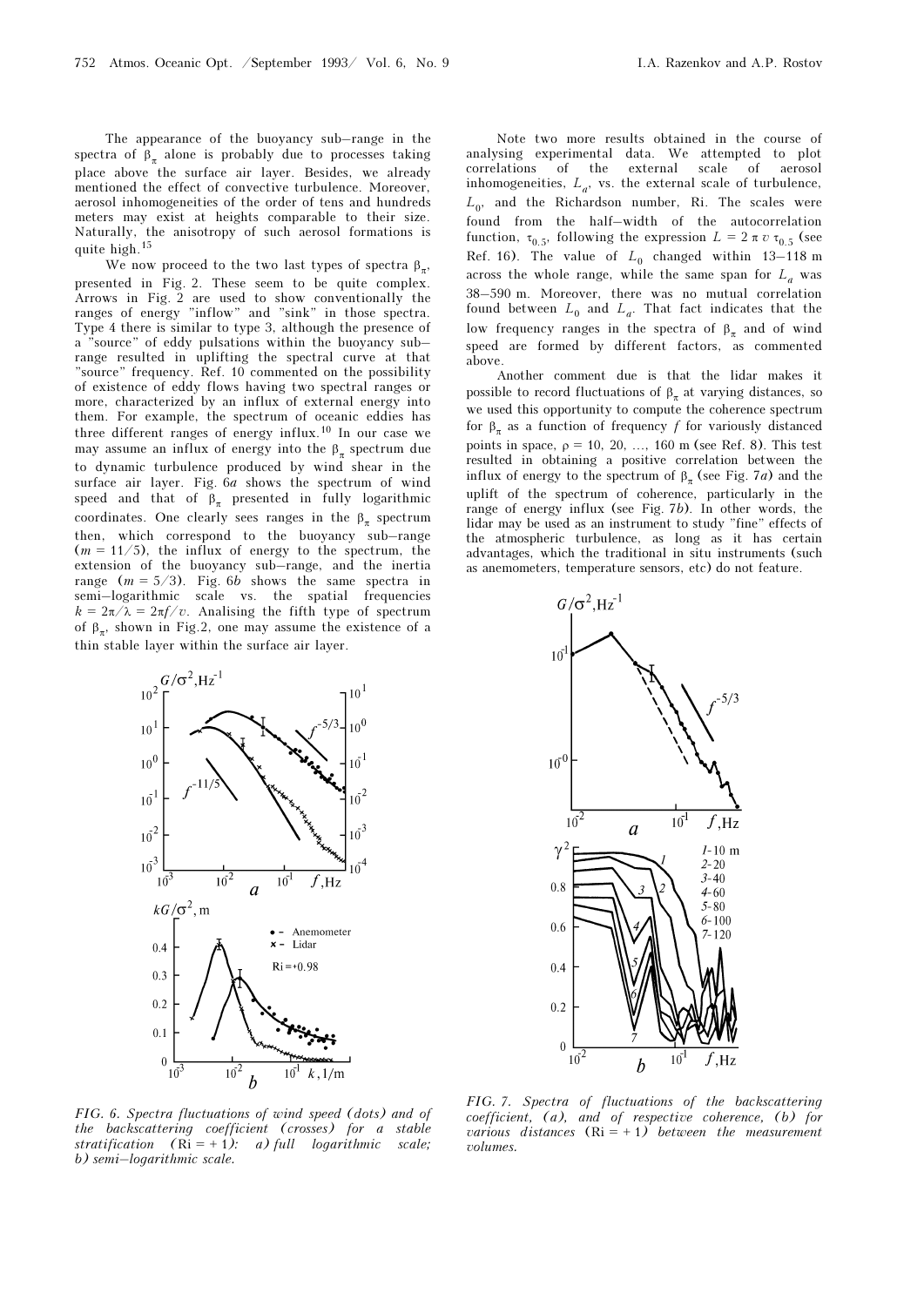The appearance of the buoyancy sub–range in the spectra of $\beta_\pi$ alone is probably due to processes taking place above the surface air layer. Besides, we already mentioned the effect of convective turbulence. Moreover, aerosol inhomogeneities of the order of tens and hundreds meters may exist at heights comparable to their size. Naturally, the anisotropy of such aerosol formations is quite high.[15]

We now proceed to the two last types of spectra $\beta_\pi$, presented in Fig. 2. These seem to be quite complex. Arrows in Fig. 2 are used to show conventionally the ranges of energy "inflow" and "sink" in those spectra. Type 4 there is similar to type 3, although the presence of a "source" of eddy pulsations within the buoyancy sub–range resulted in uplifting the spectral curve at that "source" frequency. Ref. 10 commented on the possibility of existence of eddy flows having two spectral ranges or more, characterized by an influx of external energy into them. For example, the spectrum of oceanic eddies has three different ranges of energy influx.[10] In our case we may assume an influx of energy into the $\beta_\pi$ spectrum due to dynamic turbulence produced by wind shear in the surface air layer. Fig. 6*a* shows the spectrum of wind speed and that of $\beta_\pi$ presented in fully logarithmic coordinates. One clearly sees ranges in the $\beta_\pi$ spectrum then, which correspond to the buoyancy sub–range ($m = 11/5$), the influx of energy to the spectrum, the extension of the buoyancy sub–range, and the inertia range ($m = 5/3$). Fig. 6*b* shows the same spectra in semi–logarithmic scale vs. the spatial frequencies $k = 2\pi/\lambda = 2\pi f/v$. Analising the fifth type of spectrum of $\beta_\pi$, shown in Fig.2, one may assume the existence of a thin stable layer within the surface air layer.

*FIG. 6. Spectra fluctuations of wind speed (dots) and of the backscattering coefficient (crosses) for a stable stratification (Ri = +1): a) full logarithmic scale; b) semi–logarithmic scale.*

Note two more results obtained in the course of analysing experimental data. We attempted to plot correlations of the external scale of aerosol inhomogeneities, $L_a$, vs. the external scale of turbulence, $L_0$, and the Richardson number, Ri. The scales were found from the half–width of the autocorrelation function, $\tau_{0.5}$, following the expression $L = 2\pi v \tau_{0.5}$ (see Ref. 16). The value of $L_0$ changed within 13–118 m across the whole range, while the same span for $L_a$ was 38–590 m. Moreover, there was no mutual correlation found between $L_0$ and $L_a$. That fact indicates that the low frequency ranges in the spectra of $\beta_\pi$ and of wind speed are formed by different factors, as commented above.

Another comment due is that the lidar makes it possible to record fluctuations of $\beta_\pi$ at varying distances, so we used this opportunity to compute the coherence spectrum for $\beta_\pi$ as a function of frequency $f$ for variously distanced points in space, $\rho = 10, 20, \ldots, 160$ m (see Ref. 8). This test resulted in obtaining a positive correlation between the influx of energy to the spectrum of $\beta_\pi$ (see Fig. 7*a*) and the uplift of the spectrum of coherence, particularly in the range of energy influx (see Fig. 7*b*). In other words, the lidar may be used as an instrument to study "fine" effects of the atmospheric turbulence, as long as it has certain advantages, which the traditional in situ instruments (such as anemometers, temperature sensors, etc) do not feature.

*FIG. 7. Spectra of fluctuations of the backscattering coefficient, (a), and of respective coherence, (b) for various distances (Ri = +1) between the measurement volumes.*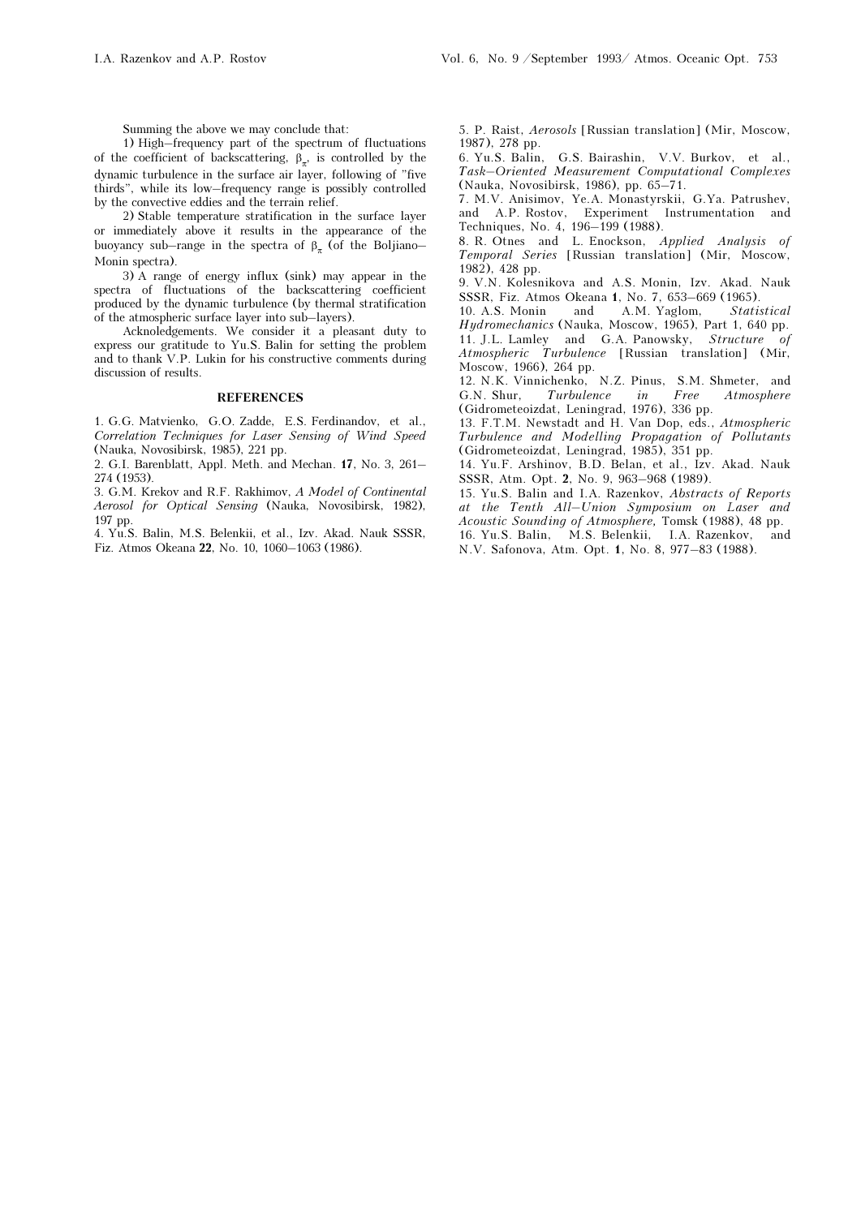Summing the above we may conclude that:

1) High–frequency part of the spectrum of fluctuations of the coefficient of backscattering, $\beta_\pi$, is controlled by the dynamic turbulence in the surface air layer, following of "five thirds", while its low–frequency range is possibly controlled by the convective eddies and the terrain relief.

2) Stable temperature stratification in the surface layer or immediately above it results in the appearance of the buoyancy sub–range in the spectra of $\beta_\pi$ (of the Boljiano–Monin spectra).

3) A range of energy influx (sink) may appear in the spectra of fluctuations of the backscattering coefficient produced by the dynamic turbulence (by thermal stratification of the atmospheric surface layer into sub–layers).

Acknowledgements. We consider it a pleasant duty to express our gratitude to Yu.S. Balin for setting the problem and to thank V.P. Lukin for his constructive comments during discussion of results.

## REFERENCES

1. G.G. Matvienko, G.O. Zadde, E.S. Ferdinandov, et al., *Correlation Techniques for Laser Sensing of Wind Speed* (Nauka, Novosibirsk, 1985), 221 pp.
2. G.I. Barenblatt, Appl. Meth. and Mechan. **17**, No. 3, 261–274 (1953).
3. G.M. Krekov and R.F. Rakhimov, *A Model of Continental Aerosol for Optical Sensing* (Nauka, Novosibirsk, 1982), 197 pp.
4. Yu.S. Balin, M.S. Belenkii, et al., Izv. Akad. Nauk SSSR, Fiz. Atmos Okeana **22**, No. 10, 1060–1063 (1986).
5. P. Raist, *Aerosols* [Russian translation] (Mir, Moscow, 1987), 278 pp.
6. Yu.S. Balin, G.S. Bairashin, V.V. Burkov, et al., *Task–Oriented Measurement Computational Complexes* (Nauka, Novosibirsk, 1986), pp. 65–71.
7. M.V. Anisimov, Ye.A. Monastyrskii, G.Ya. Patrushev, and A.P. Rostov, Experiment Instrumentation and Techniques, No. 4, 196–199 (1988).
8. R. Otnes and L. Enockson, *Applied Analysis of Temporal Series* [Russian translation] (Mir, Moscow, 1982), 428 pp.
9. V.N. Kolesnikova and A.S. Monin, Izv. Akad. Nauk SSSR, Fiz. Atmos Okeana **1**, No. 7, 653–669 (1965).
10. A.S. Monin and A.M. Yaglom, *Statistical Hydromechanics* (Nauka, Moscow, 1965), Part 1, 640 pp.
11. J.L. Lamley and G.A. Panowsky, *Structure of Atmospheric Turbulence* [Russian translation] (Mir, Moscow, 1966), 264 pp.
12. N.K. Vinnichenko, N.Z. Pinus, S.M. Shmeter, and G.N. Shur, *Turbulence in Free Atmosphere* (Gidrometeoizdat, Leningrad, 1976), 336 pp.
13. F.T.M. Newstadt and H. Van Dop, eds., *Atmospheric Turbulence and Modelling Propagation of Pollutants* (Gidrometeoizdat, Leningrad, 1985), 351 pp.
14. Yu.F. Arshinov, B.D. Belan, et al., Izv. Akad. Nauk SSSR, Atm. Opt. **2**, No. 9, 963–968 (1989).
15. Yu.S. Balin and I.A. Razenkov, *Abstracts of Reports at the Tenth All–Union Symposium on Laser and Acoustic Sounding of Atmosphere,* Tomsk (1988), 48 pp.
16. Yu.S. Balin, M.S. Belenkii, I.A. Razenkov, and N.V. Safonova, Atm. Opt. **1**, No. 8, 977–83 (1988).